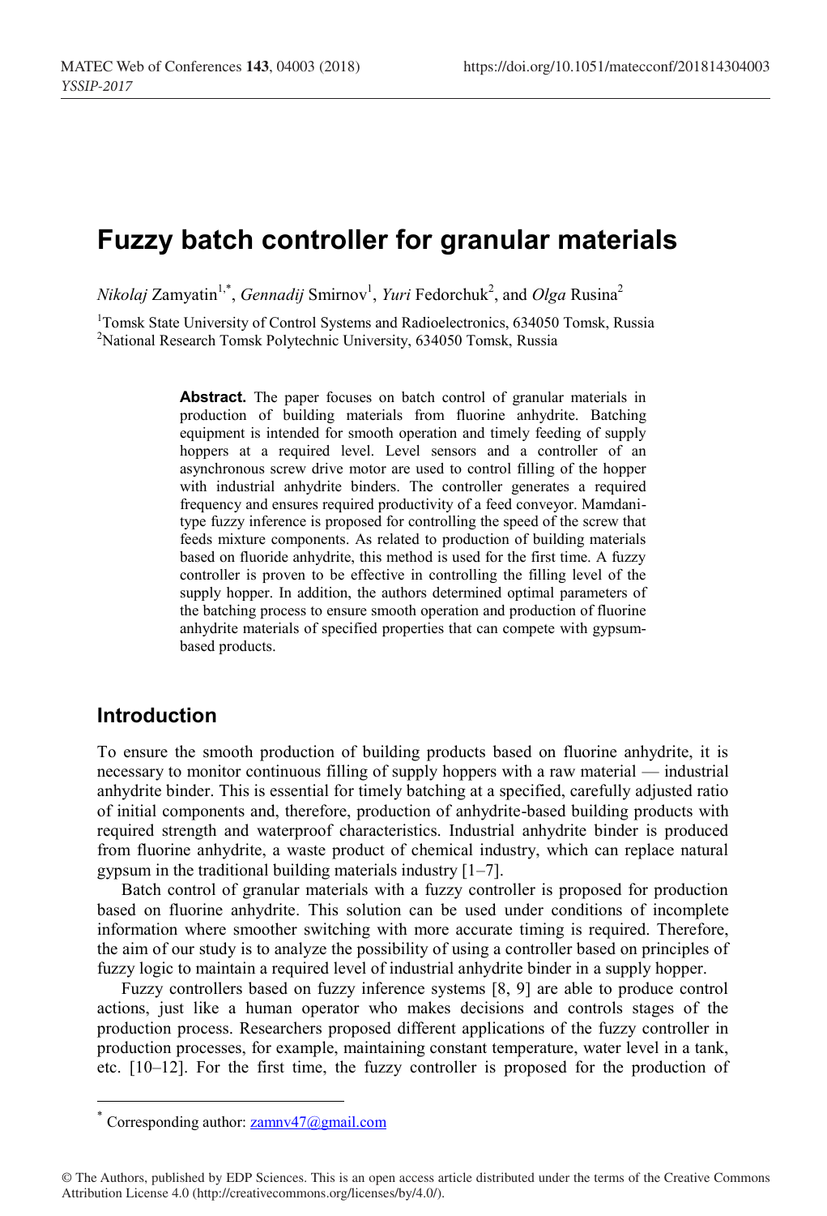# Fuzzy batch controller for granular materials

*Nikolaj* Zamyatin[1,*], *Gennadij* Smirnov[1], *Yuri* Fedorchuk[2], and *Olga* Rusina[2]

[1]Tomsk State University of Control Systems and Radioelectronics, 634050 Tomsk, Russia
[2]National Research Tomsk Polytechnic University, 634050 Tomsk, Russia

> **Abstract.** The paper focuses on batch control of granular materials in production of building materials from fluorine anhydrite. Batching equipment is intended for smooth operation and timely feeding of supply hoppers at a required level. Level sensors and a controller of an asynchronous screw drive motor are used to control filling of the hopper with industrial anhydrite binders. The controller generates a required frequency and ensures required productivity of a feed conveyor. Mamdani-type fuzzy inference is proposed for controlling the speed of the screw that feeds mixture components. As related to production of building materials based on fluoride anhydrite, this method is used for the first time. A fuzzy controller is proven to be effective in controlling the filling level of the supply hopper. In addition, the authors determined optimal parameters of the batching process to ensure smooth operation and production of fluorine anhydrite materials of specified properties that can compete with gypsum-based products.

## Introduction

To ensure the smooth production of building products based on fluorine anhydrite, it is necessary to monitor continuous filling of supply hoppers with a raw material — industrial anhydrite binder. This is essential for timely batching at a specified, carefully adjusted ratio of initial components and, therefore, production of anhydrite-based building products with required strength and waterproof characteristics. Industrial anhydrite binder is produced from fluorine anhydrite, a waste product of chemical industry, which can replace natural gypsum in the traditional building materials industry [1–7].

Batch control of granular materials with a fuzzy controller is proposed for production based on fluorine anhydrite. This solution can be used under conditions of incomplete information where smoother switching with more accurate timing is required. Therefore, the aim of our study is to analyze the possibility of using a controller based on principles of fuzzy logic to maintain a required level of industrial anhydrite binder in a supply hopper.

Fuzzy controllers based on fuzzy inference systems [8, 9] are able to produce control actions, just like a human operator who makes decisions and controls stages of the production process. Researchers proposed different applications of the fuzzy controller in production processes, for example, maintaining constant temperature, water level in a tank, etc. [10–12]. For the first time, the fuzzy controller is proposed for the production of

* Corresponding author: zamnv47@gmail.com

© The Authors, published by EDP Sciences. This is an open access article distributed under the terms of the Creative Commons Attribution License 4.0 (http://creativecommons.org/licenses/by/4.0/).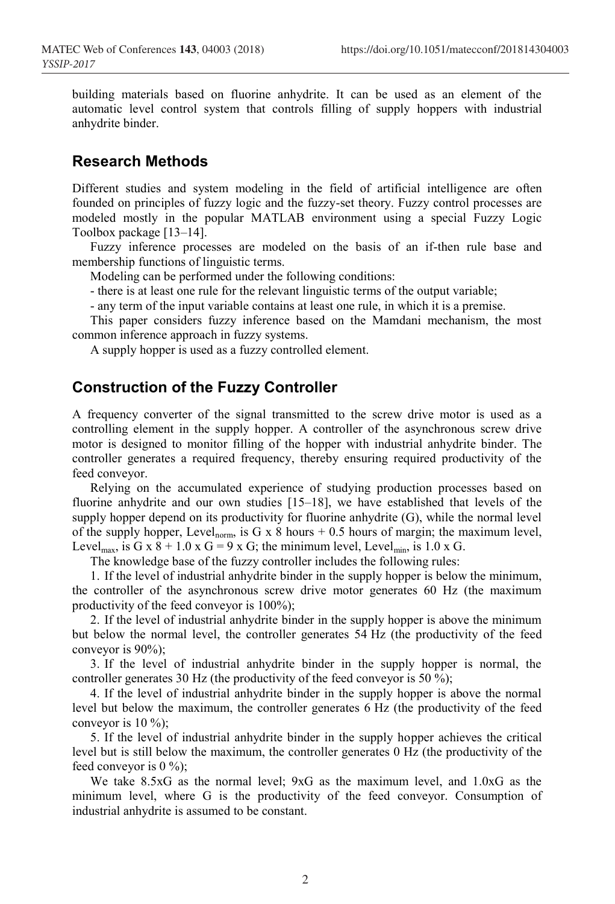building materials based on fluorine anhydrite. It can be used as an element of the automatic level control system that controls filling of supply hoppers with industrial anhydrite binder.

## Research Methods

Different studies and system modeling in the field of artificial intelligence are often founded on principles of fuzzy logic and the fuzzy-set theory. Fuzzy control processes are modeled mostly in the popular MATLAB environment using a special Fuzzy Logic Toolbox package [13–14].

Fuzzy inference processes are modeled on the basis of an if-then rule base and membership functions of linguistic terms.

Modeling can be performed under the following conditions:

- there is at least one rule for the relevant linguistic terms of the output variable;
- any term of the input variable contains at least one rule, in which it is a premise.

This paper considers fuzzy inference based on the Mamdani mechanism, the most common inference approach in fuzzy systems.

A supply hopper is used as a fuzzy controlled element.

## Construction of the Fuzzy Controller

A frequency converter of the signal transmitted to the screw drive motor is used as a controlling element in the supply hopper. A controller of the asynchronous screw drive motor is designed to monitor filling of the hopper with industrial anhydrite binder. The controller generates a required frequency, thereby ensuring required productivity of the feed conveyor.

Relying on the accumulated experience of studying production processes based on fluorine anhydrite and our own studies [15–18], we have established that levels of the supply hopper depend on its productivity for fluorine anhydrite (G), while the normal level of the supply hopper, $Level_{norm}$, is G x 8 hours + 0.5 hours of margin; the maximum level, $Level_{max}$, is G x 8 + 1.0 x G = 9 x G; the minimum level, $Level_{min}$, is 1.0 x G.

The knowledge base of the fuzzy controller includes the following rules:

1. If the level of industrial anhydrite binder in the supply hopper is below the minimum, the controller of the asynchronous screw drive motor generates 60 Hz (the maximum productivity of the feed conveyor is 100%);
2. If the level of industrial anhydrite binder in the supply hopper is above the minimum but below the normal level, the controller generates 54 Hz (the productivity of the feed conveyor is 90%);
3. If the level of industrial anhydrite binder in the supply hopper is normal, the controller generates 30 Hz (the productivity of the feed conveyor is 50 %);
4. If the level of industrial anhydrite binder in the supply hopper is above the normal level but below the maximum, the controller generates 6 Hz (the productivity of the feed conveyor is 10 %);
5. If the level of industrial anhydrite binder in the supply hopper achieves the critical level but is still below the maximum, the controller generates 0 Hz (the productivity of the feed conveyor is 0 %);

We take 8.5xG as the normal level; 9xG as the maximum level, and 1.0xG as the minimum level, where G is the productivity of the feed conveyor. Consumption of industrial anhydrite is assumed to be constant.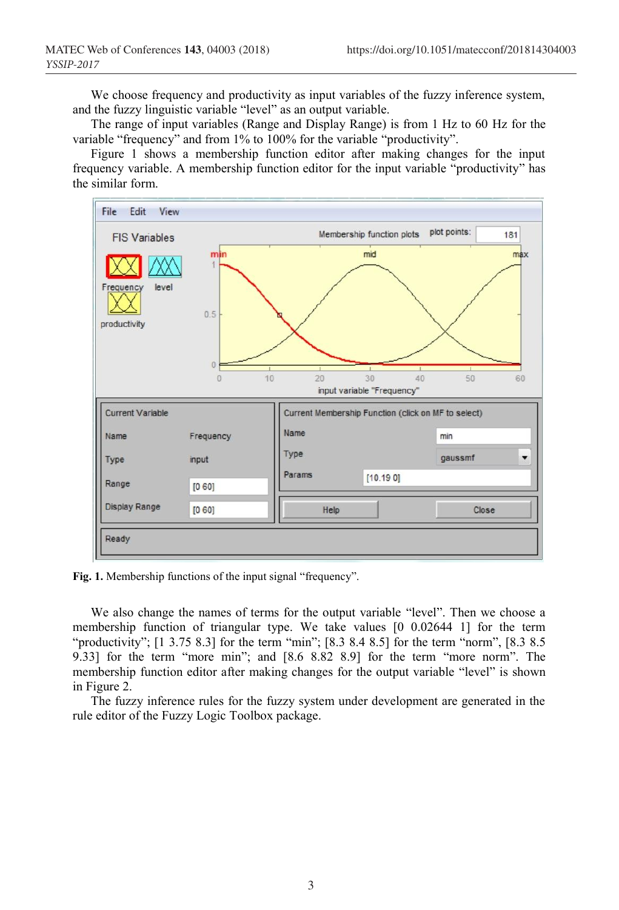We choose frequency and productivity as input variables of the fuzzy inference system, and the fuzzy linguistic variable “level” as an output variable.

The range of input variables (Range and Display Range) is from 1 Hz to 60 Hz for the variable “frequency” and from 1% to 100% for the variable “productivity”.

Figure 1 shows a membership function editor after making changes for the input frequency variable. A membership function editor for the input variable “productivity” has the similar form.

**Fig. 1.** Membership functions of the input signal “frequency”.

We also change the names of terms for the output variable “level”. Then we choose a membership function of triangular type. We take values [0 0.02644 1] for the term “productivity”; [1 3.75 8.3] for the term “min”; [8.3 8.4 8.5] for the term “norm”, [8.3 8.5 9.33] for the term “more min”; and [8.6 8.82 8.9] for the term “more norm”. The membership function editor after making changes for the output variable “level” is shown in Figure 2.

The fuzzy inference rules for the fuzzy system under development are generated in the rule editor of the Fuzzy Logic Toolbox package.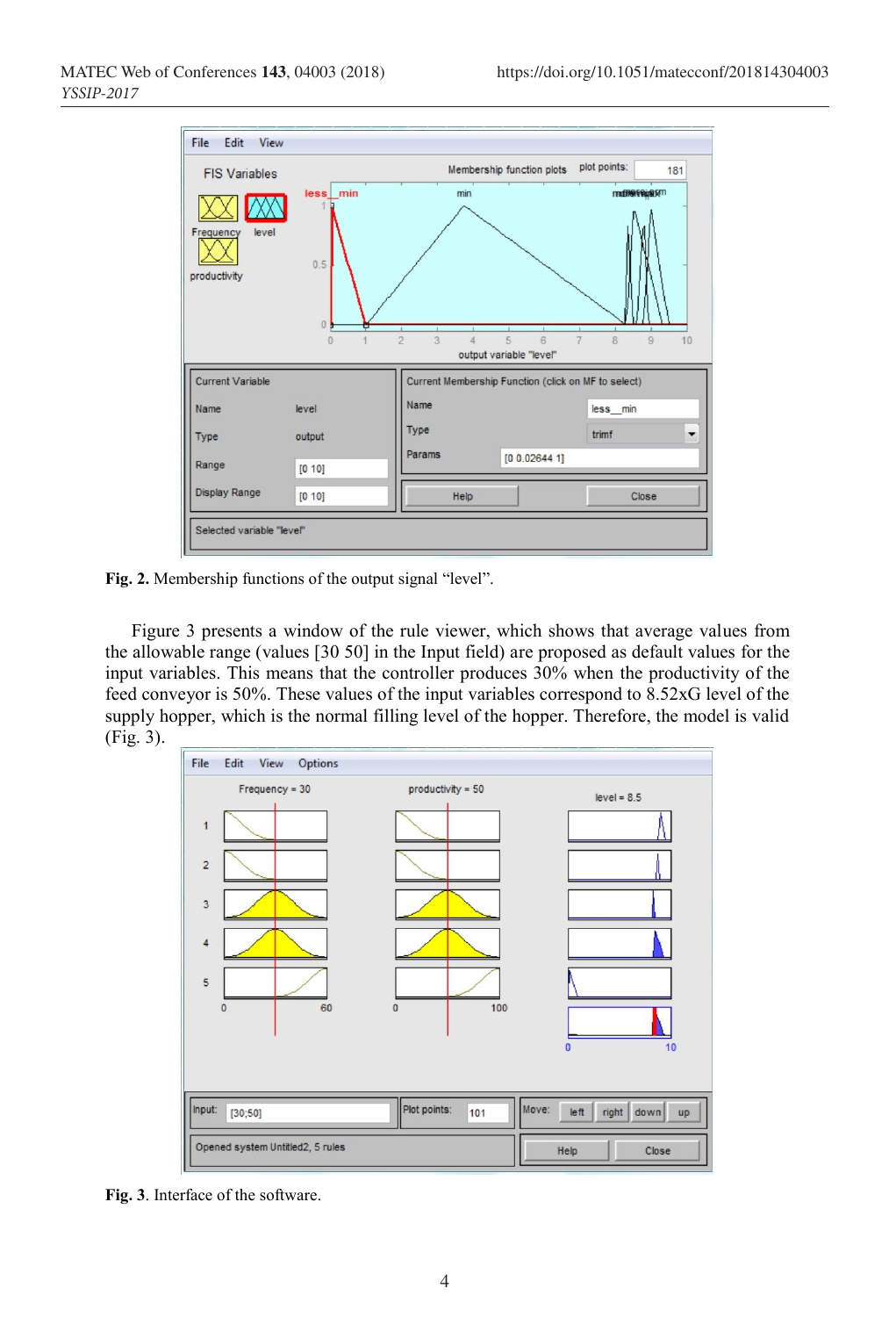Fig. 2. Membership functions of the output signal “level”.

Figure 3 presents a window of the rule viewer, which shows that average values from the allowable range (values [30 50] in the Input field) are proposed as default values for the input variables. This means that the controller produces 30% when the productivity of the feed conveyor is 50%. These values of the input variables correspond to 8.52xG level of the supply hopper, which is the normal filling level of the hopper. Therefore, the model is valid (Fig. 3).

Fig. 3. Interface of the software.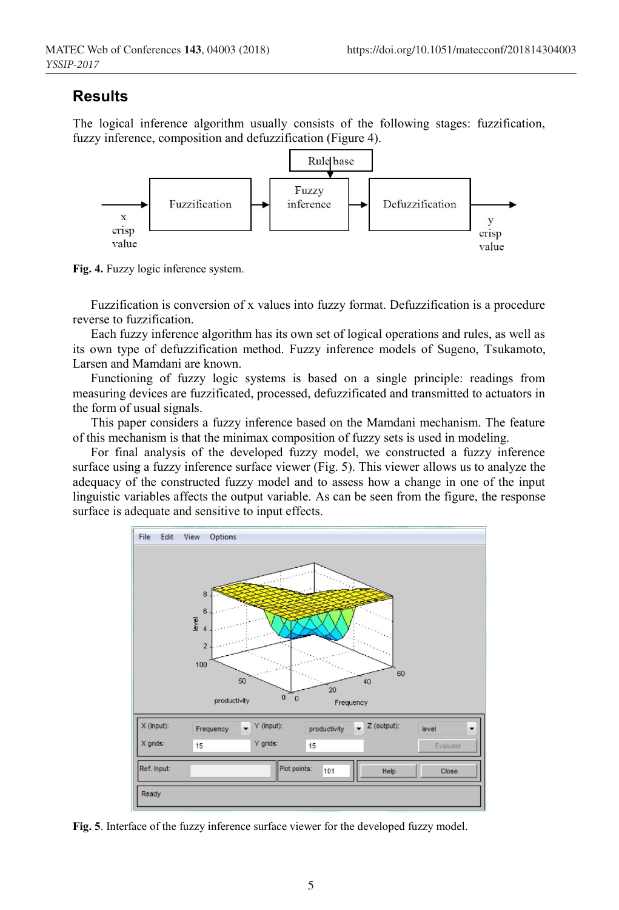## Results

The logical inference algorithm usually consists of the following stages: fuzzification, fuzzy inference, composition and defuzzification (Figure 4).

**Fig. 4.** Fuzzy logic inference system.

Fuzzification is conversion of x values into fuzzy format. Defuzzification is a procedure reverse to fuzzification.

Each fuzzy inference algorithm has its own set of logical operations and rules, as well as its own type of defuzzification method. Fuzzy inference models of Sugeno, Tsukamoto, Larsen and Mamdani are known.

Functioning of fuzzy logic systems is based on a single principle: readings from measuring devices are fuzzificated, processed, defuzzificated and transmitted to actuators in the form of usual signals.

This paper considers a fuzzy inference based on the Mamdani mechanism. The feature of this mechanism is that the minimax composition of fuzzy sets is used in modeling.

For final analysis of the developed fuzzy model, we constructed a fuzzy inference surface using a fuzzy inference surface viewer (Fig. 5). This viewer allows us to analyze the adequacy of the constructed fuzzy model and to assess how a change in one of the input linguistic variables affects the output variable. As can be seen from the figure, the response surface is adequate and sensitive to input effects.

**Fig. 5**. Interface of the fuzzy inference surface viewer for the developed fuzzy model.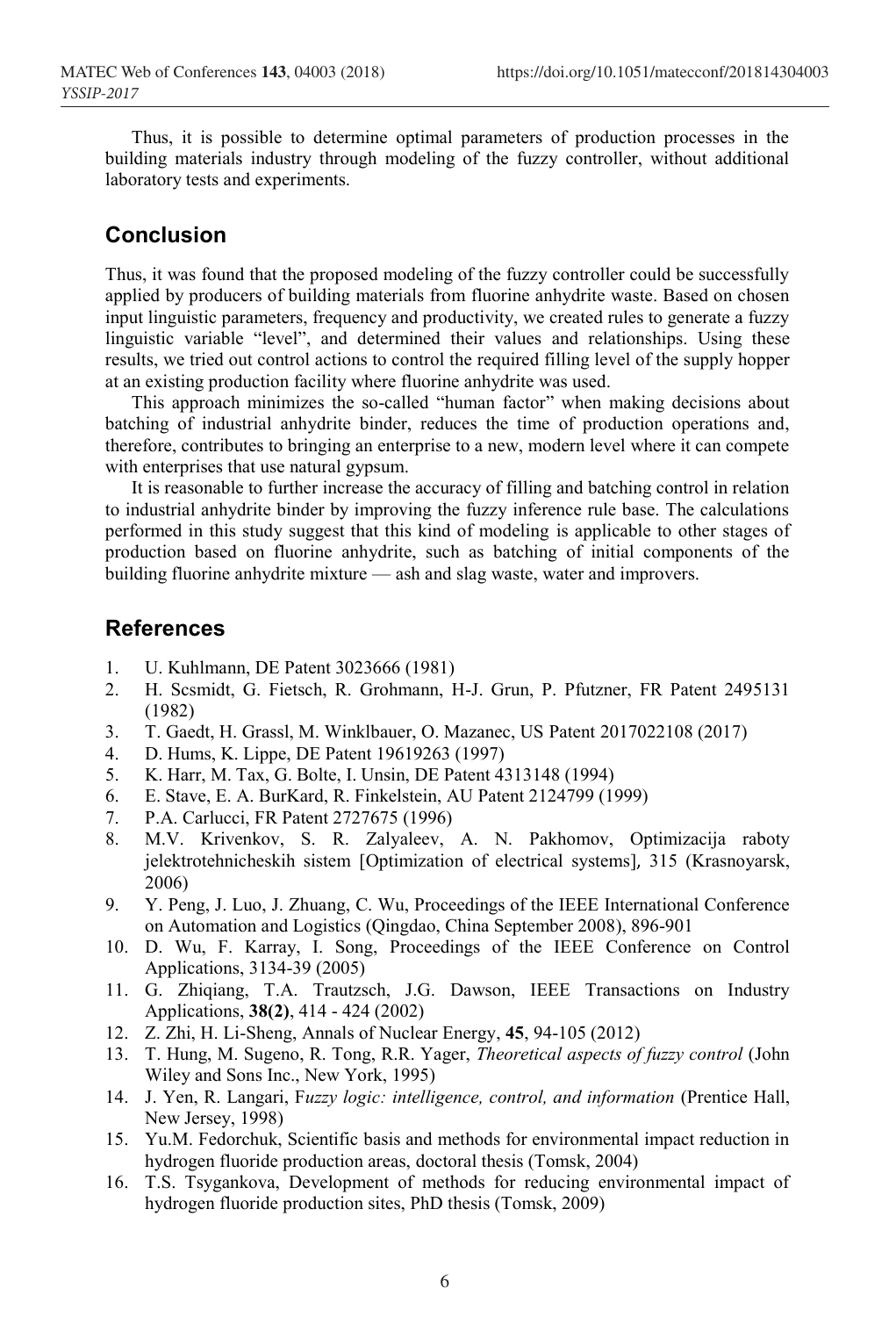Thus, it is possible to determine optimal parameters of production processes in the building materials industry through modeling of the fuzzy controller, without additional laboratory tests and experiments.

## Conclusion

Thus, it was found that the proposed modeling of the fuzzy controller could be successfully applied by producers of building materials from fluorine anhydrite waste. Based on chosen input linguistic parameters, frequency and productivity, we created rules to generate a fuzzy linguistic variable "level", and determined their values and relationships. Using these results, we tried out control actions to control the required filling level of the supply hopper at an existing production facility where fluorine anhydrite was used.

This approach minimizes the so-called "human factor" when making decisions about batching of industrial anhydrite binder, reduces the time of production operations and, therefore, contributes to bringing an enterprise to a new, modern level where it can compete with enterprises that use natural gypsum.

It is reasonable to further increase the accuracy of filling and batching control in relation to industrial anhydrite binder by improving the fuzzy inference rule base. The calculations performed in this study suggest that this kind of modeling is applicable to other stages of production based on fluorine anhydrite, such as batching of initial components of the building fluorine anhydrite mixture — ash and slag waste, water and improvers.

## References

1. U. Kuhlmann, DE Patent 3023666 (1981)
2. H. Scsmidt, G. Fietsch, R. Grohmann, H-J. Grun, P. Pfutzner, FR Patent 2495131 (1982)
3. T. Gaedt, H. Grassl, M. Winklbauer, O. Mazanec, US Patent 2017022108 (2017)
4. D. Hums, K. Lippe, DE Patent 19619263 (1997)
5. K. Harr, M. Tax, G. Bolte, I. Unsin, DE Patent 4313148 (1994)
6. E. Stave, E. A. BurKard, R. Finkelstein, AU Patent 2124799 (1999)
7. P.A. Carlucci, FR Patent 2727675 (1996)
8. M.V. Krivenkov, S. R. Zalyaleev, A. N. Pakhomov, Optimizacija raboty jelektrotehnicheskih sistem [Optimization of electrical systems], 315 (Krasnoyarsk, 2006)
9. Y. Peng, J. Luo, J. Zhuang, C. Wu, Proceedings of the IEEE International Conference on Automation and Logistics (Qingdao, China September 2008), 896-901
10. D. Wu, F. Karray, I. Song, Proceedings of the IEEE Conference on Control Applications, 3134-39 (2005)
11. G. Zhiqiang, T.A. Trautzsch, J.G. Dawson, IEEE Transactions on Industry Applications, **38(2)**, 414 - 424 (2002)
12. Z. Zhi, H. Li-Sheng, Annals of Nuclear Energy, **45**, 94-105 (2012)
13. T. Hung, M. Sugeno, R. Tong, R.R. Yager, *Theoretical aspects of fuzzy control* (John Wiley and Sons Inc., New York, 1995)
14. J. Yen, R. Langari, F*uzzy logic: intelligence, control, and information* (Prentice Hall, New Jersey, 1998)
15. Yu.M. Fedorchuk, Scientific basis and methods for environmental impact reduction in hydrogen fluoride production areas, doctoral thesis (Tomsk, 2004)
16. T.S. Tsygankova, Development of methods for reducing environmental impact of hydrogen fluoride production sites, PhD thesis (Tomsk, 2009)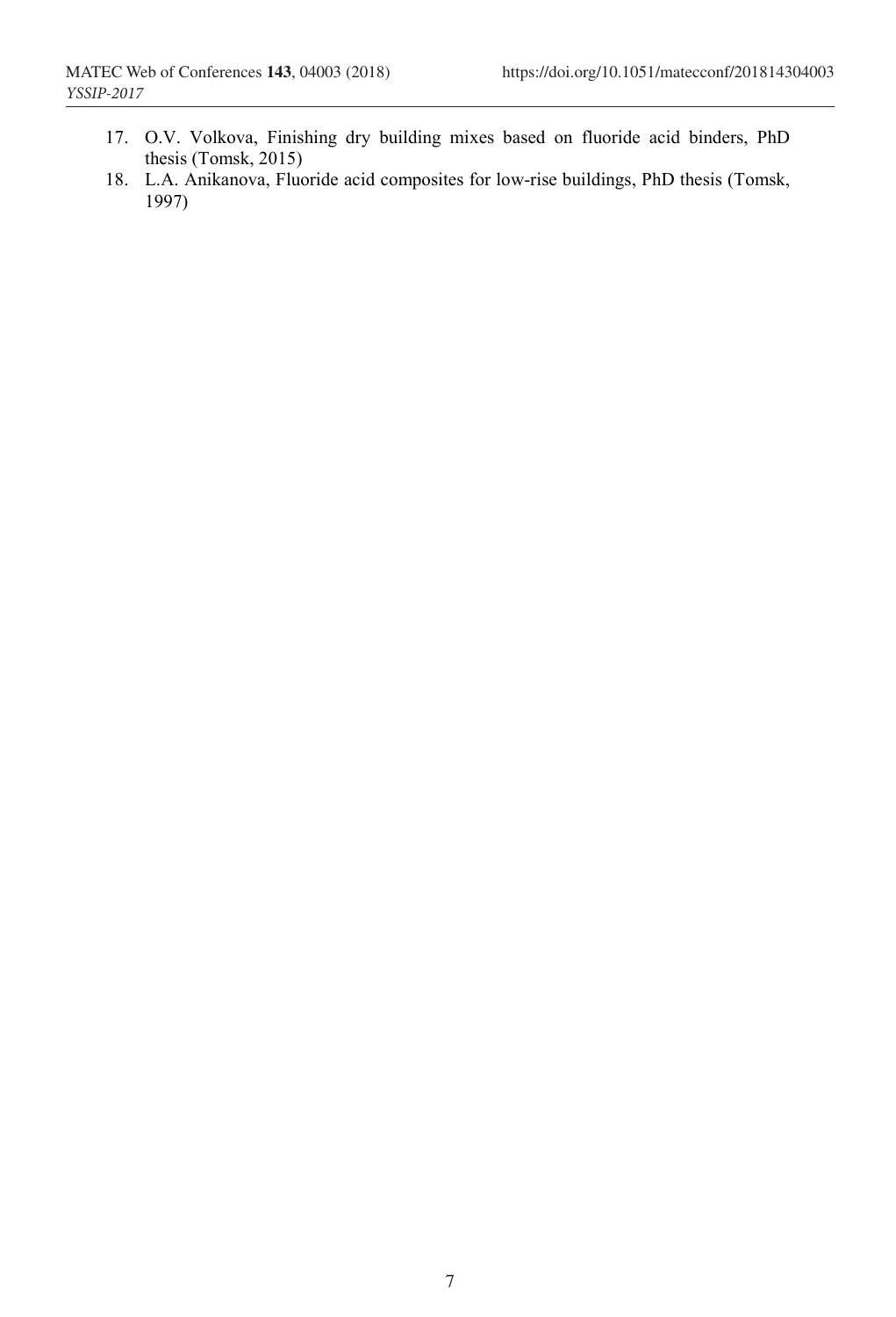17. O.V. Volkova, Finishing dry building mixes based on fluoride acid binders, PhD thesis (Tomsk, 2015)
18. L.A. Anikanova, Fluoride acid composites for low-rise buildings, PhD thesis (Tomsk, 1997)